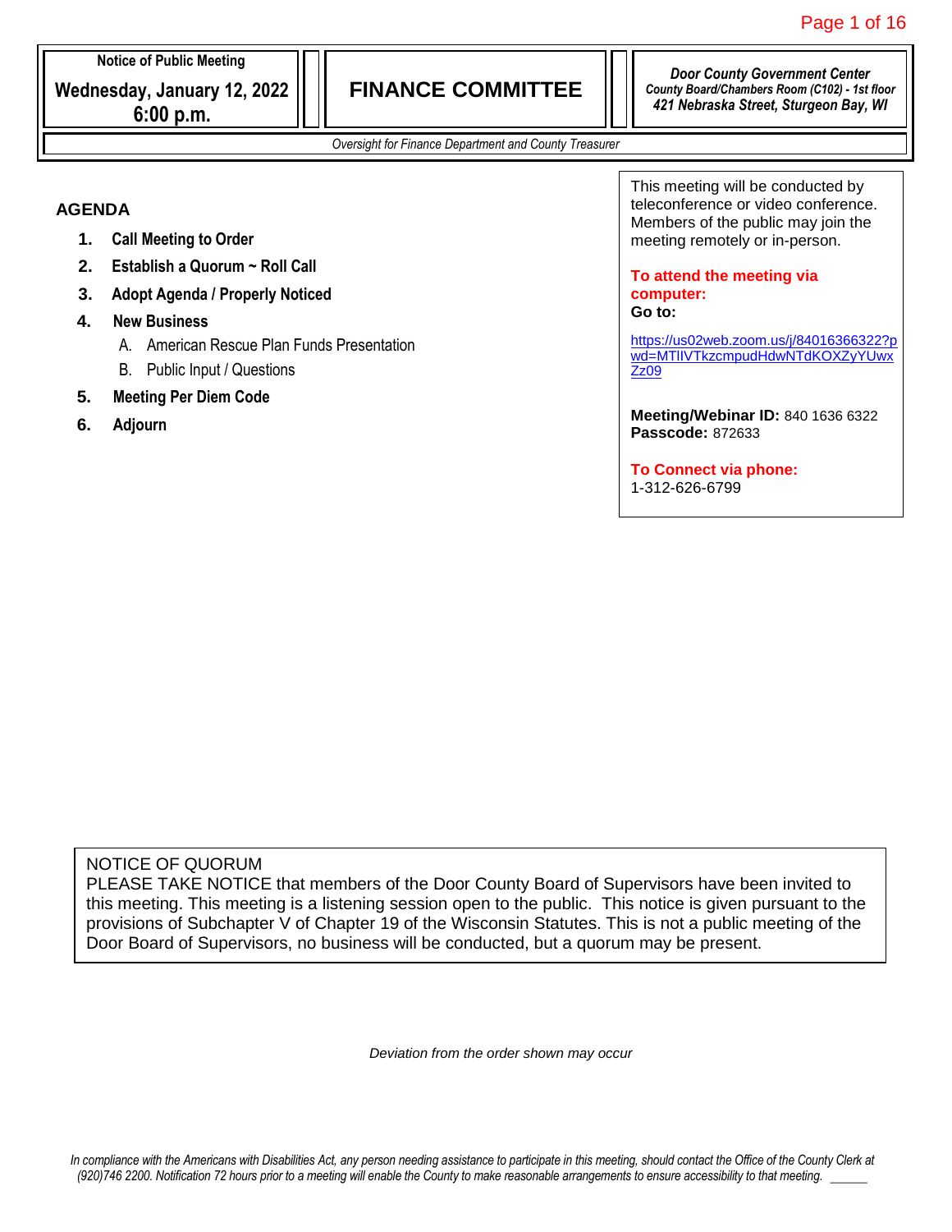**Notice of Public Meeting**

**Wednesday, January 12, 2022**
**6:00 p.m.**

# FINANCE COMMITTEE

***Door County Government Center***
***County Board/Chambers Room (C102) - 1st floor***
***421 Nebraska Street, Sturgeon Bay, WI***

*Oversight for Finance Department and County Treasurer*

## AGENDA

1. **Call Meeting to Order**
2. **Establish a Quorum ~ Roll Call**
3. **Adopt Agenda / Properly Noticed**
4. **New Business**
   - A. American Rescue Plan Funds Presentation
   - B. Public Input / Questions
5. **Meeting Per Diem Code**
6. **Adjourn**

This meeting will be conducted by teleconference or video conference. Members of the public may join the meeting remotely or in-person.

**To attend the meeting via computer:**
**Go to:**

https://us02web.zoom.us/j/84016366322?pwd=MTlIVTkzcmpudHdwNTdKOXZyYUwxZz09

**Meeting/Webinar ID:** 840 1636 6322
**Passcode:** 872633

**To Connect via phone:**
1-312-626-6799

NOTICE OF QUORUM
PLEASE TAKE NOTICE that members of the Door County Board of Supervisors have been invited to this meeting. This meeting is a listening session open to the public. This notice is given pursuant to the provisions of Subchapter V of Chapter 19 of the Wisconsin Statutes. This is not a public meeting of the Door Board of Supervisors, no business will be conducted, but a quorum may be present.

*Deviation from the order shown may occur*

*In compliance with the Americans with Disabilities Act, any person needing assistance to participate in this meeting, should contact the Office of the County Clerk at (920)746 2200. Notification 72 hours prior to a meeting will enable the County to make reasonable arrangements to ensure accessibility to that meeting.* _____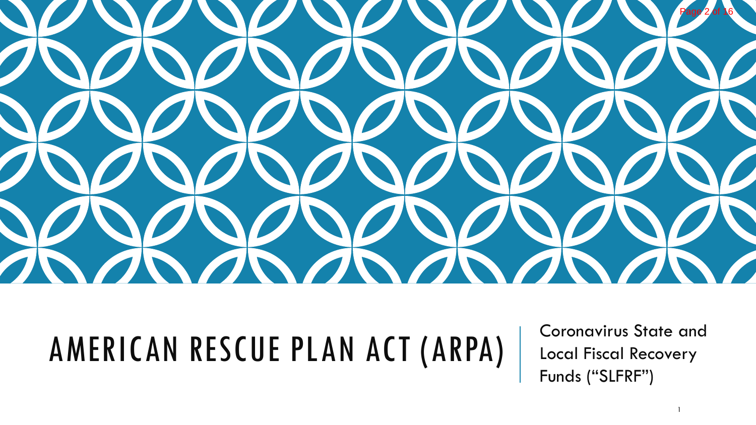# AMERICAN RESCUE PLAN ACT (ARPA)

Coronavirus State and Local Fiscal Recovery Funds ("SLFRF")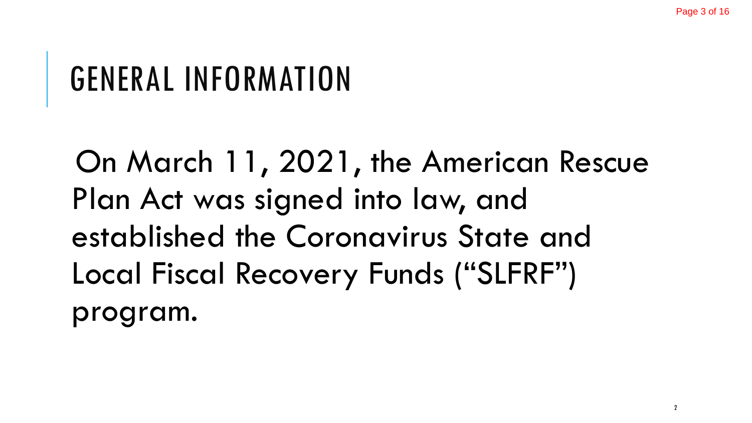# GENERAL INFORMATION

On March 11, 2021, the American Rescue Plan Act was signed into law, and established the Coronavirus State and Local Fiscal Recovery Funds ("SLFRF") program.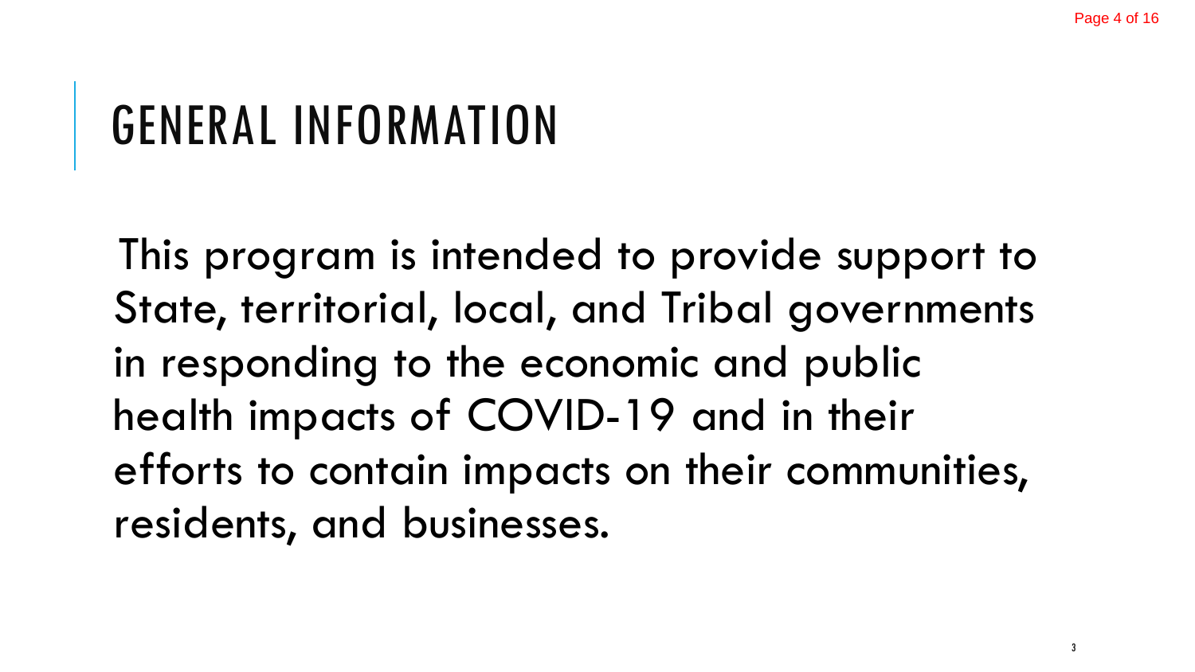# GENERAL INFORMATION

This program is intended to provide support to State, territorial, local, and Tribal governments in responding to the economic and public health impacts of COVID-19 and in their efforts to contain impacts on their communities, residents, and businesses.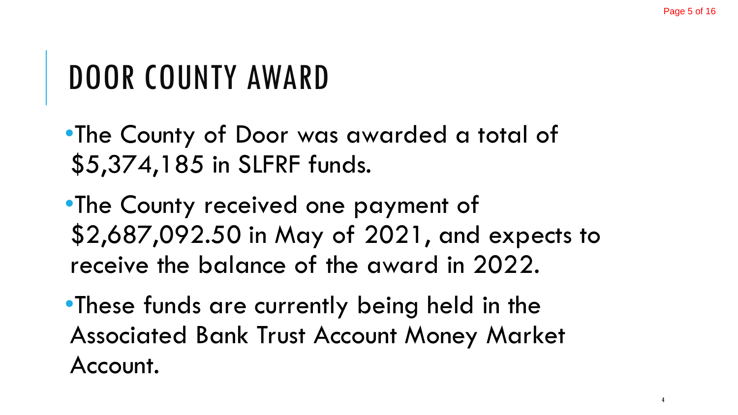# DOOR COUNTY AWARD

- The County of Door was awarded a total of $5,374,185 in SLFRF funds.
- The County received one payment of $2,687,092.50 in May of 2021, and expects to receive the balance of the award in 2022.
- These funds are currently being held in the Associated Bank Trust Account Money Market Account.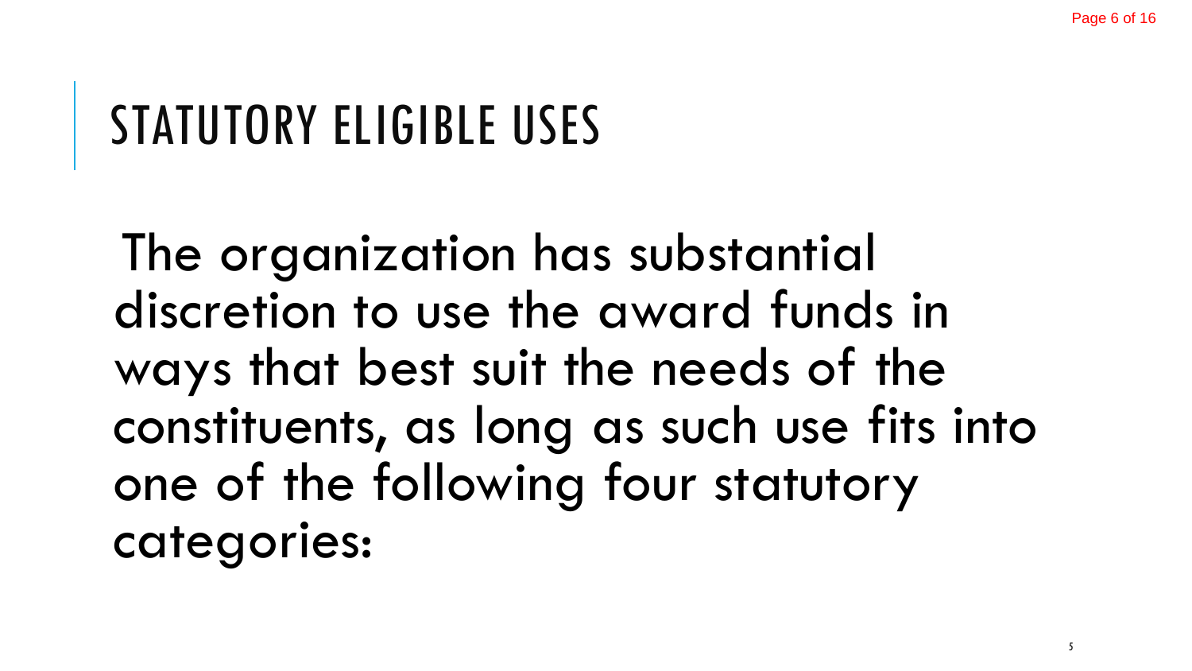# STATUTORY ELIGIBLE USES

The organization has substantial discretion to use the award funds in ways that best suit the needs of the constituents, as long as such use fits into one of the following four statutory categories: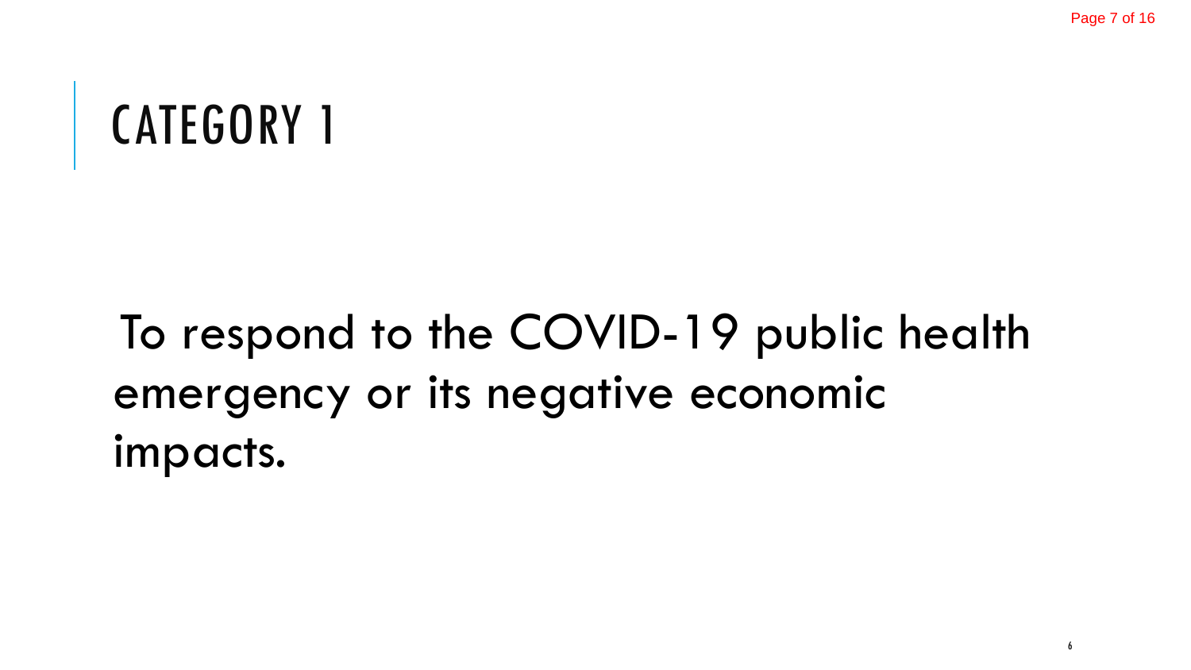# CATEGORY 1

To respond to the COVID-19 public health emergency or its negative economic impacts.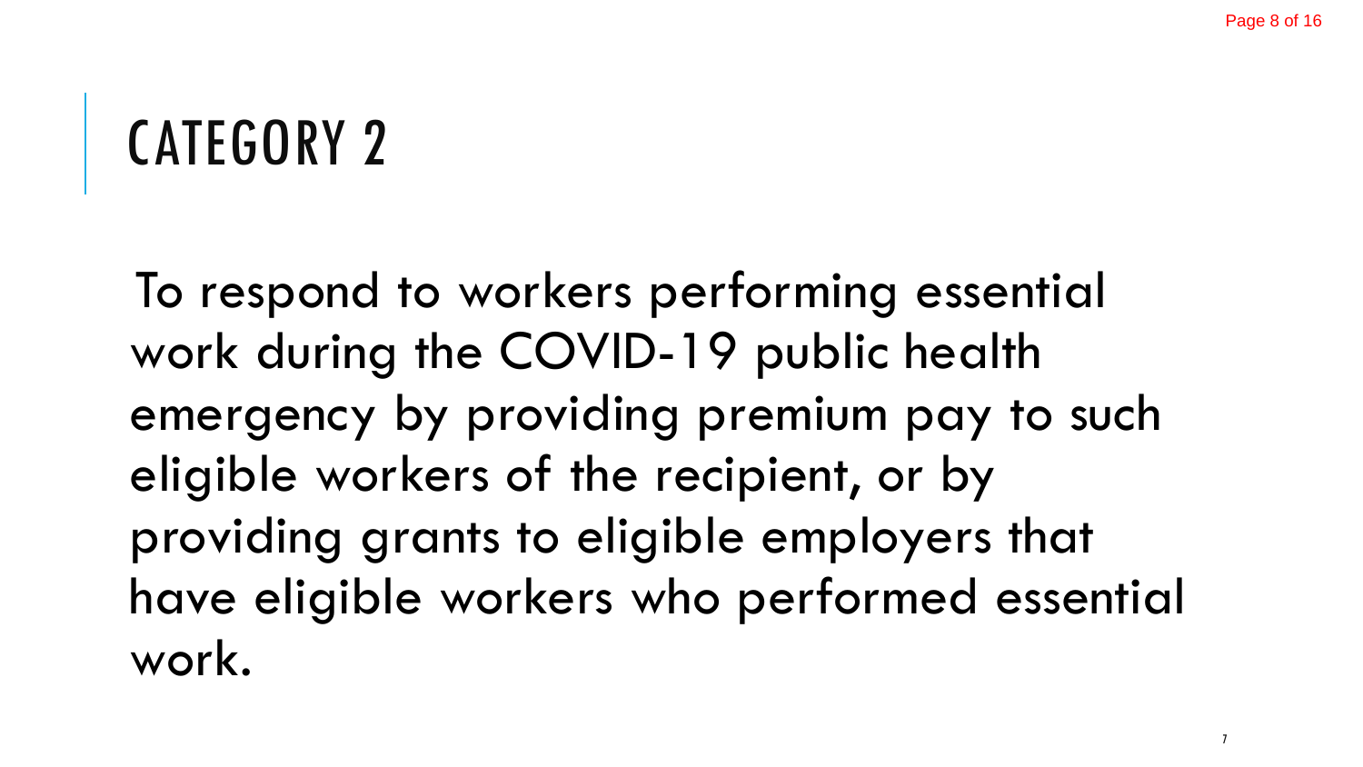# CATEGORY 2

To respond to workers performing essential work during the COVID-19 public health emergency by providing premium pay to such eligible workers of the recipient, or by providing grants to eligible employers that have eligible workers who performed essential work.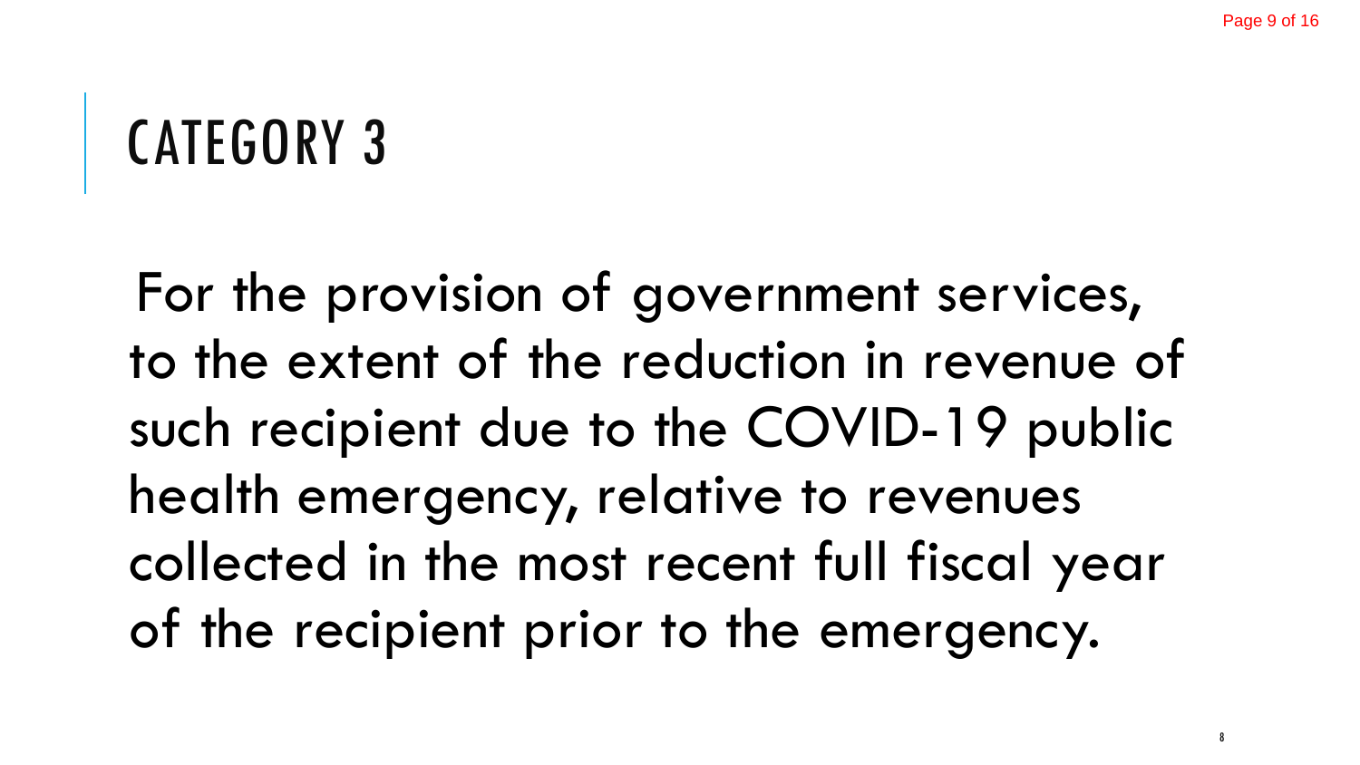# CATEGORY 3

For the provision of government services, to the extent of the reduction in revenue of such recipient due to the COVID-19 public health emergency, relative to revenues collected in the most recent full fiscal year of the recipient prior to the emergency.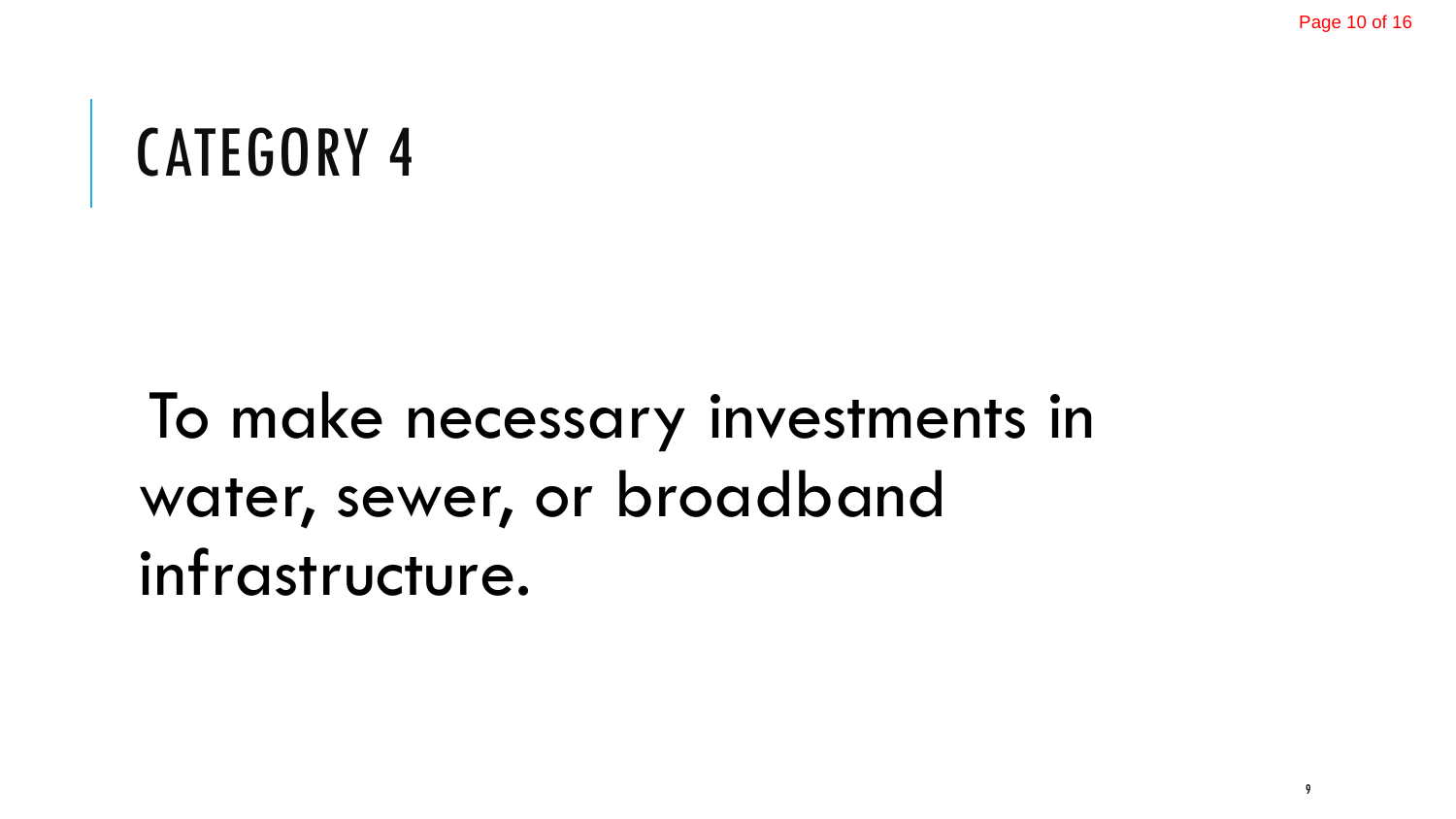# CATEGORY 4

To make necessary investments in water, sewer, or broadband infrastructure.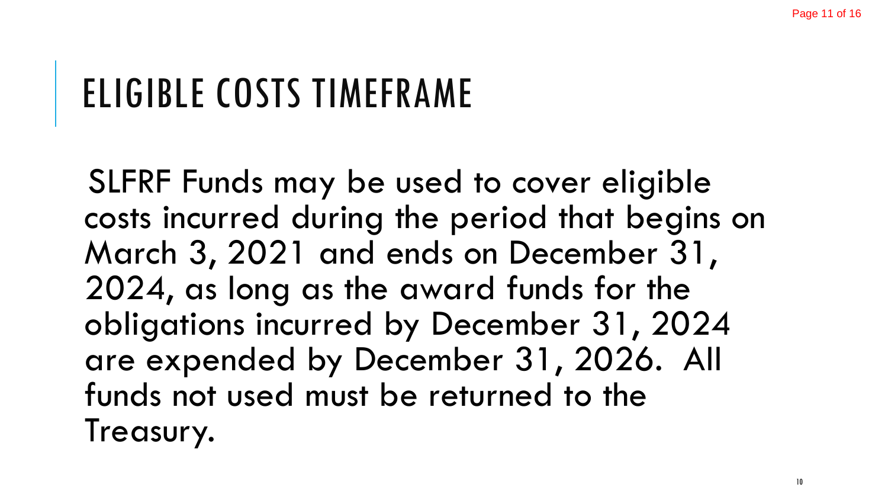# ELIGIBLE COSTS TIMEFRAME

SLFRF Funds may be used to cover eligible costs incurred during the period that begins on March 3, 2021 and ends on December 31, 2024, as long as the award funds for the obligations incurred by December 31, 2024 are expended by December 31, 2026. All funds not used must be returned to the Treasury.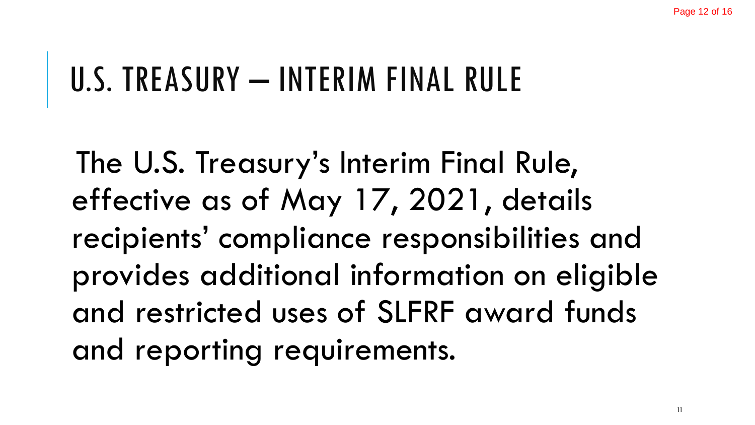# U.S. TREASURY – INTERIM FINAL RULE

The U.S. Treasury's Interim Final Rule, effective as of May 17, 2021, details recipients' compliance responsibilities and provides additional information on eligible and restricted uses of SLFRF award funds and reporting requirements.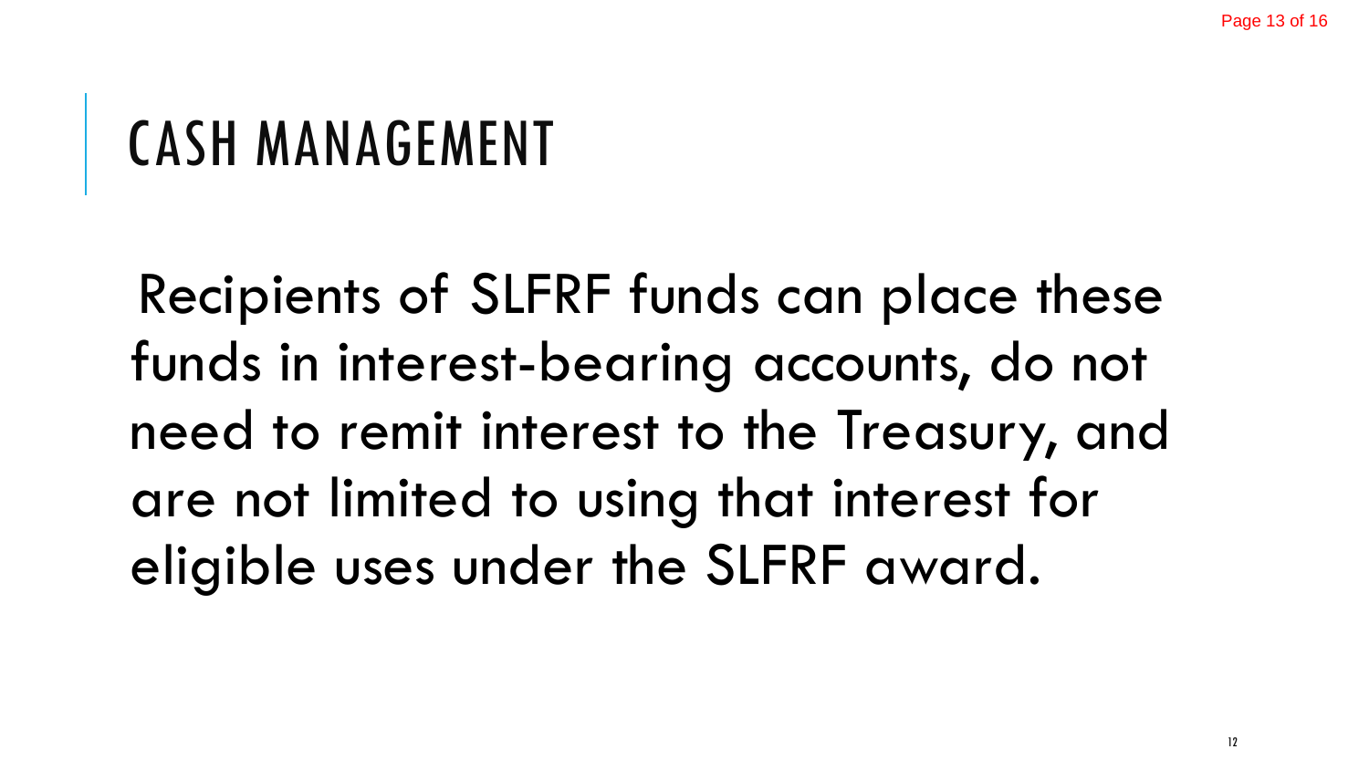# CASH MANAGEMENT

Recipients of SLFRF funds can place these funds in interest-bearing accounts, do not need to remit interest to the Treasury, and are not limited to using that interest for eligible uses under the SLFRF award.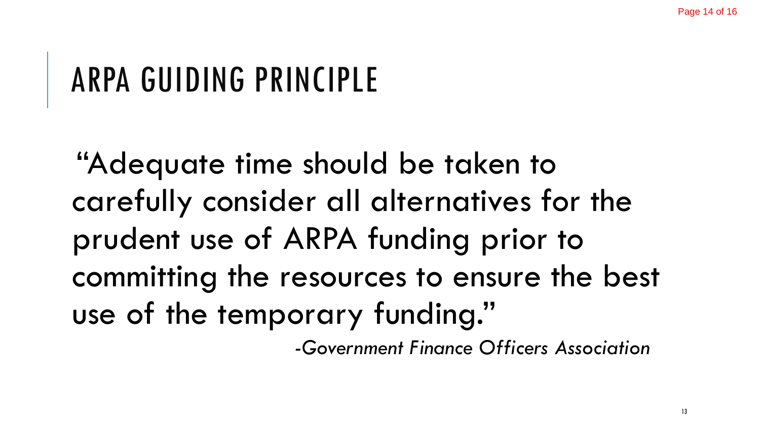# ARPA GUIDING PRINCIPLE

"Adequate time should be taken to carefully consider all alternatives for the prudent use of ARPA funding prior to committing the resources to ensure the best use of the temporary funding."

*-Government Finance Officers Association*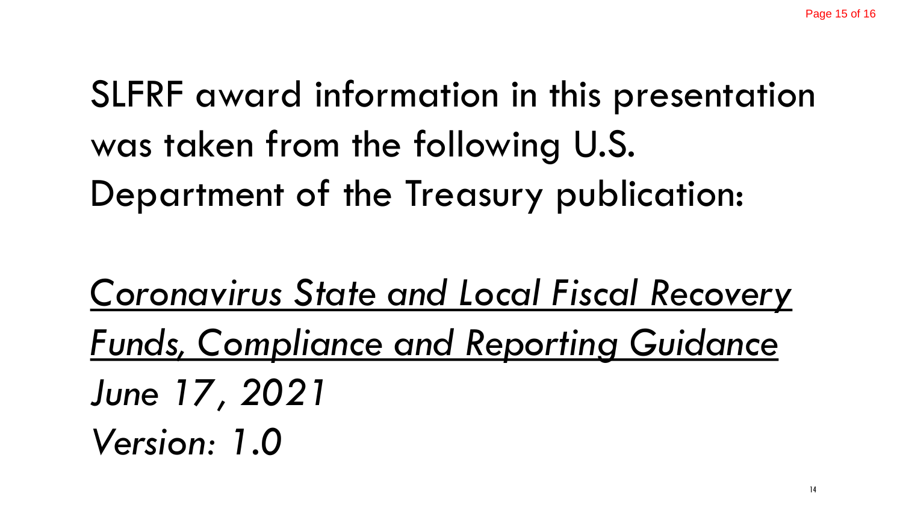SLFRF award information in this presentation was taken from the following U.S. Department of the Treasury publication:

*Coronavirus State and Local Fiscal Recovery Funds, Compliance and Reporting Guidance*
*June 17, 2021*
*Version: 1.0*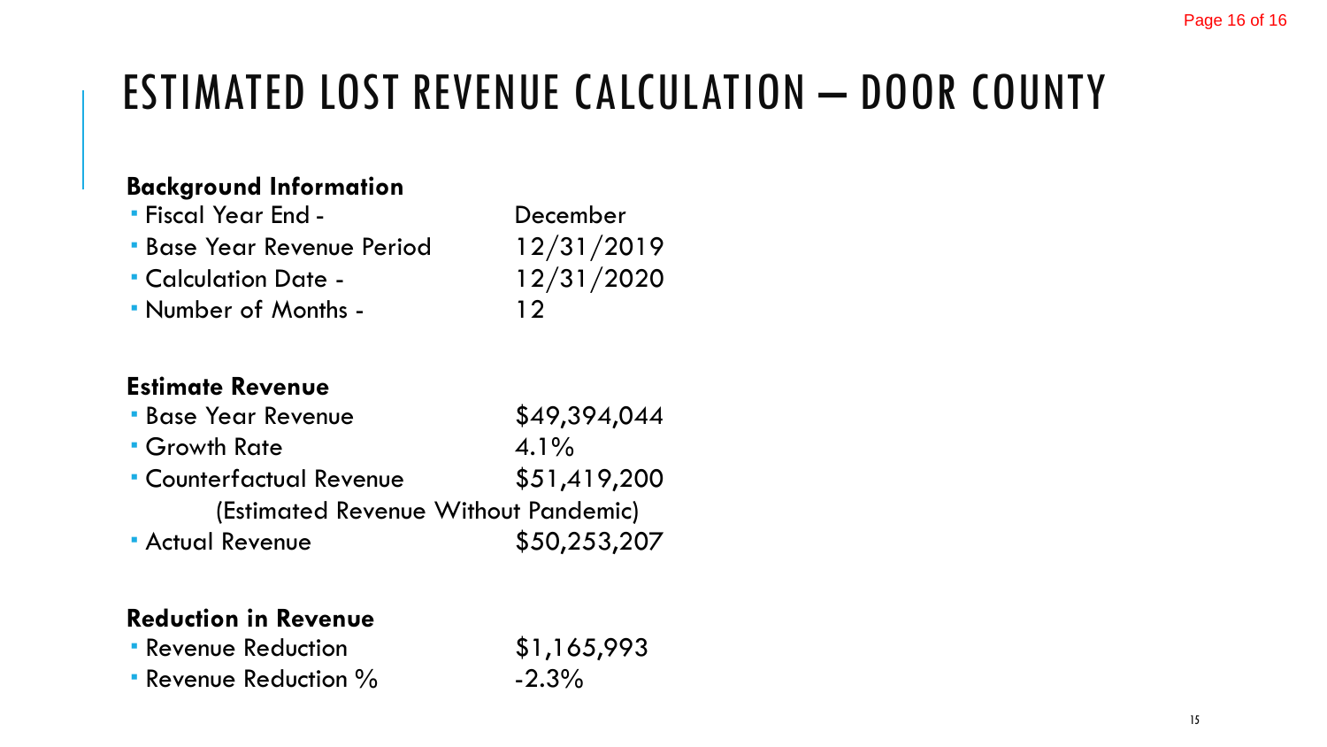# ESTIMATED LOST REVENUE CALCULATION – DOOR COUNTY

**Background Information**

- Fiscal Year End - December
- Base Year Revenue Period 12/31/2019
- Calculation Date - 12/31/2020
- Number of Months - 12

**Estimate Revenue**

- Base Year Revenue $49,394,044
- Growth Rate 4.1%
- Counterfactual Revenue $51,419,200
  (Estimated Revenue Without Pandemic)
- Actual Revenue $50,253,207

**Reduction in Revenue**

- Revenue Reduction $1,165,993
- Revenue Reduction % -2.3%